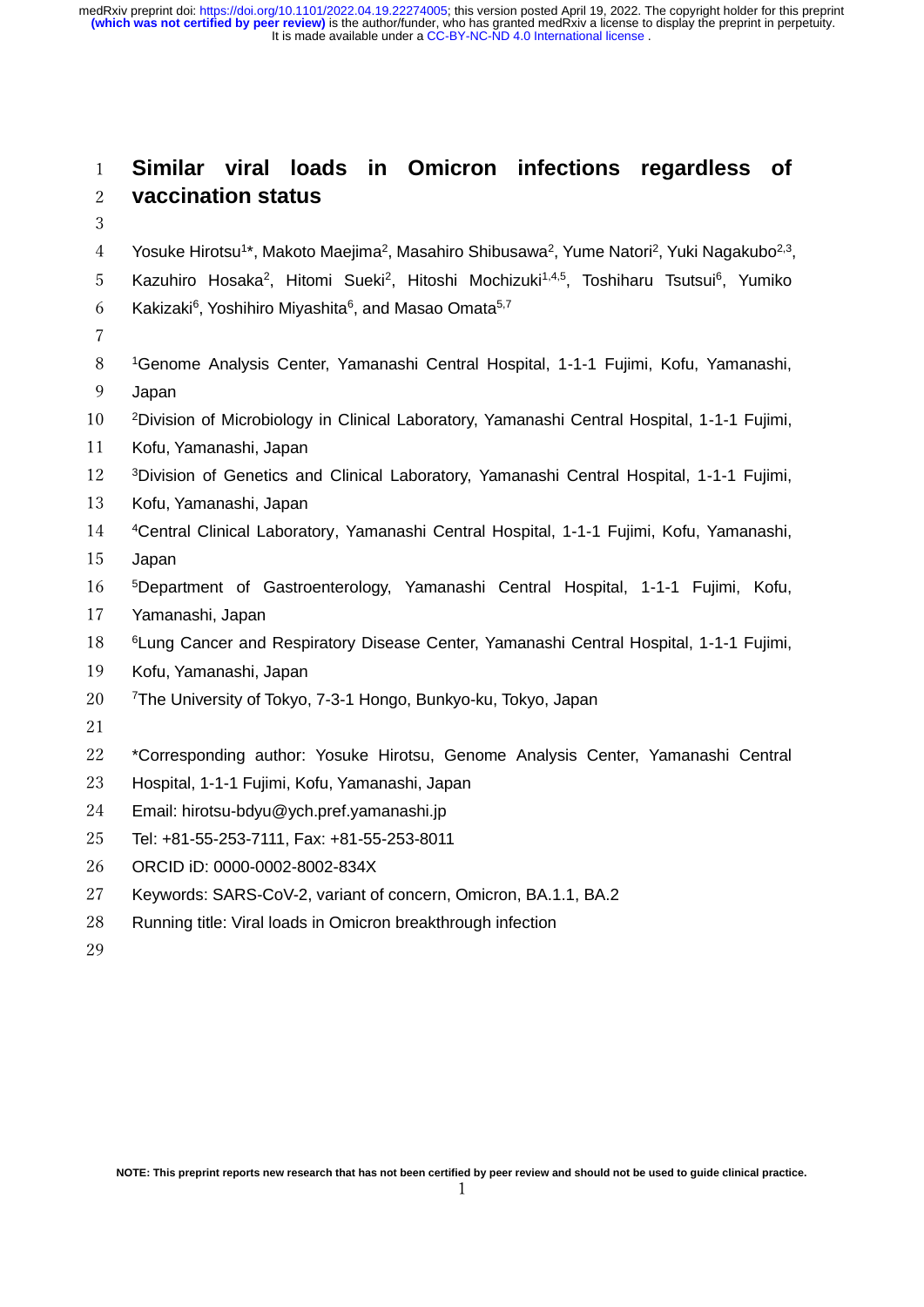# Similar viral loads in Omicron infections regardless of vaccination status

Yosuke Hirotsu[1]*, Makoto Maejima[2], Masahiro Shibusawa[2], Yume Natori[2], Yuki Nagakubo[2,3], Kazuhiro Hosaka[2], Hitomi Sueki[2], Hitoshi Mochizuki[1,4,5], Toshiharu Tsutsui[6], Yumiko Kakizaki[6], Yoshihiro Miyashita[6], and Masao Omata[5,7]

[1]Genome Analysis Center, Yamanashi Central Hospital, 1-1-1 Fujimi, Kofu, Yamanashi, Japan

[2]Division of Microbiology in Clinical Laboratory, Yamanashi Central Hospital, 1-1-1 Fujimi, Kofu, Yamanashi, Japan

[3]Division of Genetics and Clinical Laboratory, Yamanashi Central Hospital, 1-1-1 Fujimi, Kofu, Yamanashi, Japan

[4]Central Clinical Laboratory, Yamanashi Central Hospital, 1-1-1 Fujimi, Kofu, Yamanashi, Japan

[5]Department of Gastroenterology, Yamanashi Central Hospital, 1-1-1 Fujimi, Kofu, Yamanashi, Japan

[6]Lung Cancer and Respiratory Disease Center, Yamanashi Central Hospital, 1-1-1 Fujimi, Kofu, Yamanashi, Japan

[7]The University of Tokyo, 7-3-1 Hongo, Bunkyo-ku, Tokyo, Japan

*Corresponding author: Yosuke Hirotsu, Genome Analysis Center, Yamanashi Central Hospital, 1-1-1 Fujimi, Kofu, Yamanashi, Japan

Email: hirotsu-bdyu@ych.pref.yamanashi.jp

Tel: +81-55-253-7111, Fax: +81-55-253-8011

ORCID iD: 0000-0002-8002-834X

Keywords: SARS-CoV-2, variant of concern, Omicron, BA.1.1, BA.2

Running title: Viral loads in Omicron breakthrough infection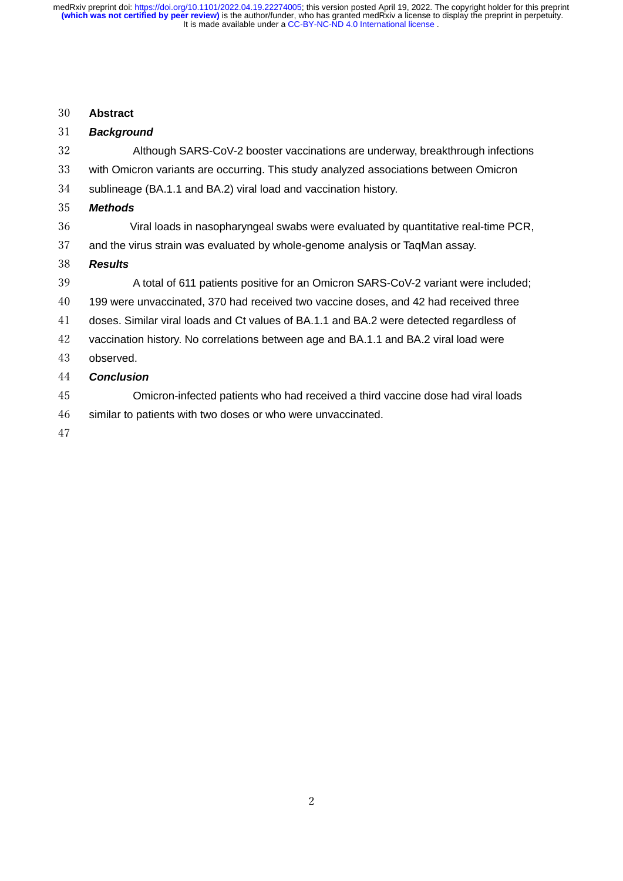## Abstract

### *Background*

Although SARS-CoV-2 booster vaccinations are underway, breakthrough infections with Omicron variants are occurring. This study analyzed associations between Omicron sublineage (BA.1.1 and BA.2) viral load and vaccination history.

### *Methods*

Viral loads in nasopharyngeal swabs were evaluated by quantitative real-time PCR, and the virus strain was evaluated by whole-genome analysis or TaqMan assay.

### *Results*

A total of 611 patients positive for an Omicron SARS-CoV-2 variant were included; 199 were unvaccinated, 370 had received two vaccine doses, and 42 had received three doses. Similar viral loads and Ct values of BA.1.1 and BA.2 were detected regardless of vaccination history. No correlations between age and BA.1.1 and BA.2 viral load were observed.

### *Conclusion*

Omicron-infected patients who had received a third vaccine dose had viral loads similar to patients with two doses or who were unvaccinated.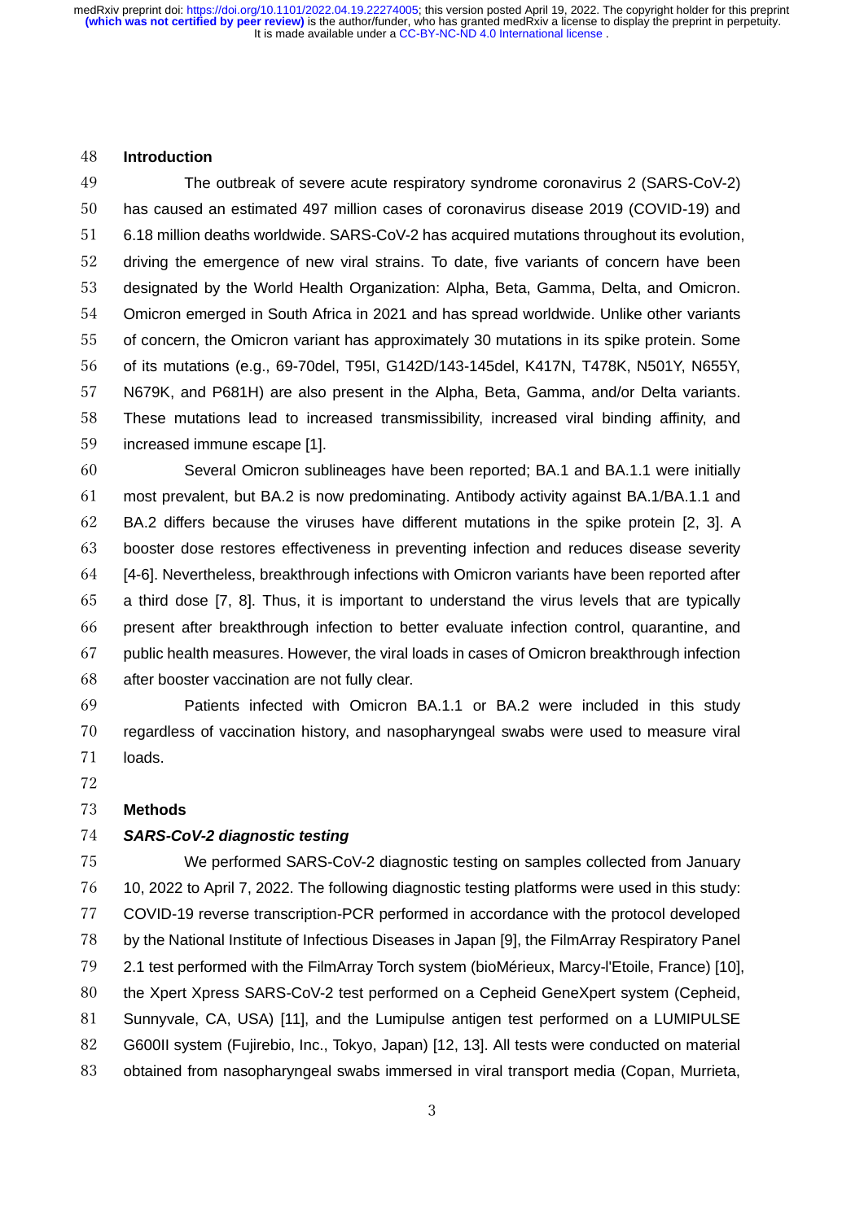## Introduction

The outbreak of severe acute respiratory syndrome coronavirus 2 (SARS-CoV-2) has caused an estimated 497 million cases of coronavirus disease 2019 (COVID-19) and 6.18 million deaths worldwide. SARS-CoV-2 has acquired mutations throughout its evolution, driving the emergence of new viral strains. To date, five variants of concern have been designated by the World Health Organization: Alpha, Beta, Gamma, Delta, and Omicron. Omicron emerged in South Africa in 2021 and has spread worldwide. Unlike other variants of concern, the Omicron variant has approximately 30 mutations in its spike protein. Some of its mutations (e.g., 69-70del, T95I, G142D/143-145del, K417N, T478K, N501Y, N655Y, N679K, and P681H) are also present in the Alpha, Beta, Gamma, and/or Delta variants. These mutations lead to increased transmissibility, increased viral binding affinity, and increased immune escape [1].

Several Omicron sublineages have been reported; BA.1 and BA.1.1 were initially most prevalent, but BA.2 is now predominating. Antibody activity against BA.1/BA.1.1 and BA.2 differs because the viruses have different mutations in the spike protein [2, 3]. A booster dose restores effectiveness in preventing infection and reduces disease severity [4-6]. Nevertheless, breakthrough infections with Omicron variants have been reported after a third dose [7, 8]. Thus, it is important to understand the virus levels that are typically present after breakthrough infection to better evaluate infection control, quarantine, and public health measures. However, the viral loads in cases of Omicron breakthrough infection after booster vaccination are not fully clear.

Patients infected with Omicron BA.1.1 or BA.2 were included in this study regardless of vaccination history, and nasopharyngeal swabs were used to measure viral loads.

## Methods

### *SARS-CoV-2 diagnostic testing*

We performed SARS-CoV-2 diagnostic testing on samples collected from January 10, 2022 to April 7, 2022. The following diagnostic testing platforms were used in this study: COVID-19 reverse transcription-PCR performed in accordance with the protocol developed by the National Institute of Infectious Diseases in Japan [9], the FilmArray Respiratory Panel 2.1 test performed with the FilmArray Torch system (bioMérieux, Marcy-l'Etoile, France) [10], the Xpert Xpress SARS-CoV-2 test performed on a Cepheid GeneXpert system (Cepheid, Sunnyvale, CA, USA) [11], and the Lumipulse antigen test performed on a LUMIPULSE G600II system (Fujirebio, Inc., Tokyo, Japan) [12, 13]. All tests were conducted on material obtained from nasopharyngeal swabs immersed in viral transport media (Copan, Murrieta,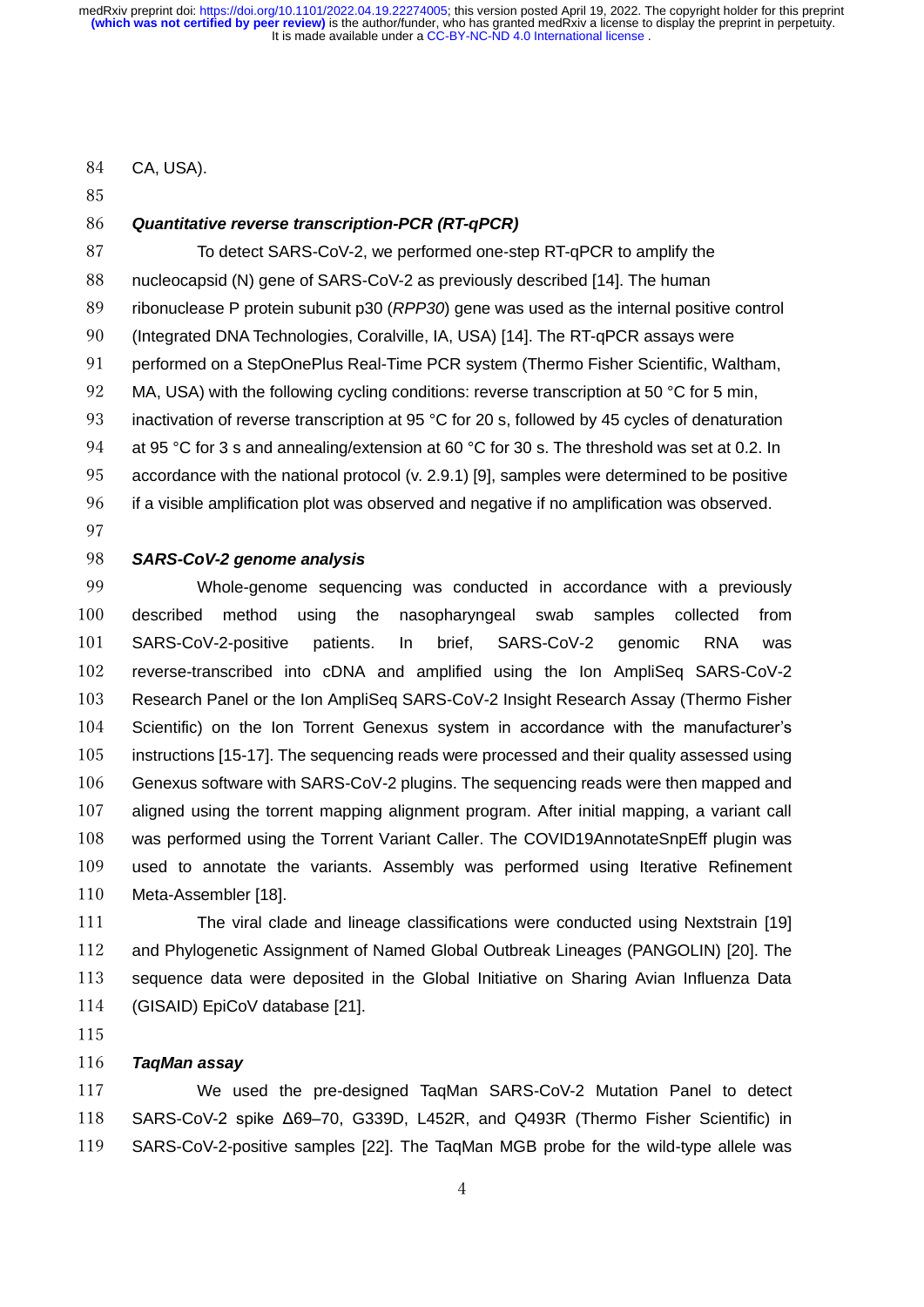CA, USA).

### *Quantitative reverse transcription-PCR (RT-qPCR)*

To detect SARS-CoV-2, we performed one-step RT-qPCR to amplify the nucleocapsid (N) gene of SARS-CoV-2 as previously described [14]. The human ribonuclease P protein subunit p30 (*RPP30*) gene was used as the internal positive control (Integrated DNA Technologies, Coralville, IA, USA) [14]. The RT-qPCR assays were performed on a StepOnePlus Real-Time PCR system (Thermo Fisher Scientific, Waltham, MA, USA) with the following cycling conditions: reverse transcription at 50 °C for 5 min, inactivation of reverse transcription at 95 °C for 20 s, followed by 45 cycles of denaturation at 95 °C for 3 s and annealing/extension at 60 °C for 30 s. The threshold was set at 0.2. In accordance with the national protocol (v. 2.9.1) [9], samples were determined to be positive if a visible amplification plot was observed and negative if no amplification was observed.

### *SARS-CoV-2 genome analysis*

Whole-genome sequencing was conducted in accordance with a previously described method using the nasopharyngeal swab samples collected from SARS-CoV-2-positive patients. In brief, SARS-CoV-2 genomic RNA was reverse-transcribed into cDNA and amplified using the Ion AmpliSeq SARS-CoV-2 Research Panel or the Ion AmpliSeq SARS-CoV-2 Insight Research Assay (Thermo Fisher Scientific) on the Ion Torrent Genexus system in accordance with the manufacturer's instructions [15-17]. The sequencing reads were processed and their quality assessed using Genexus software with SARS-CoV-2 plugins. The sequencing reads were then mapped and aligned using the torrent mapping alignment program. After initial mapping, a variant call was performed using the Torrent Variant Caller. The COVID19AnnotateSnpEff plugin was used to annotate the variants. Assembly was performed using Iterative Refinement Meta-Assembler [18].

The viral clade and lineage classifications were conducted using Nextstrain [19] and Phylogenetic Assignment of Named Global Outbreak Lineages (PANGOLIN) [20]. The sequence data were deposited in the Global Initiative on Sharing Avian Influenza Data (GISAID) EpiCoV database [21].

### *TaqMan assay*

We used the pre-designed TaqMan SARS-CoV-2 Mutation Panel to detect SARS-CoV-2 spike Δ69–70, G339D, L452R, and Q493R (Thermo Fisher Scientific) in SARS-CoV-2-positive samples [22]. The TaqMan MGB probe for the wild-type allele was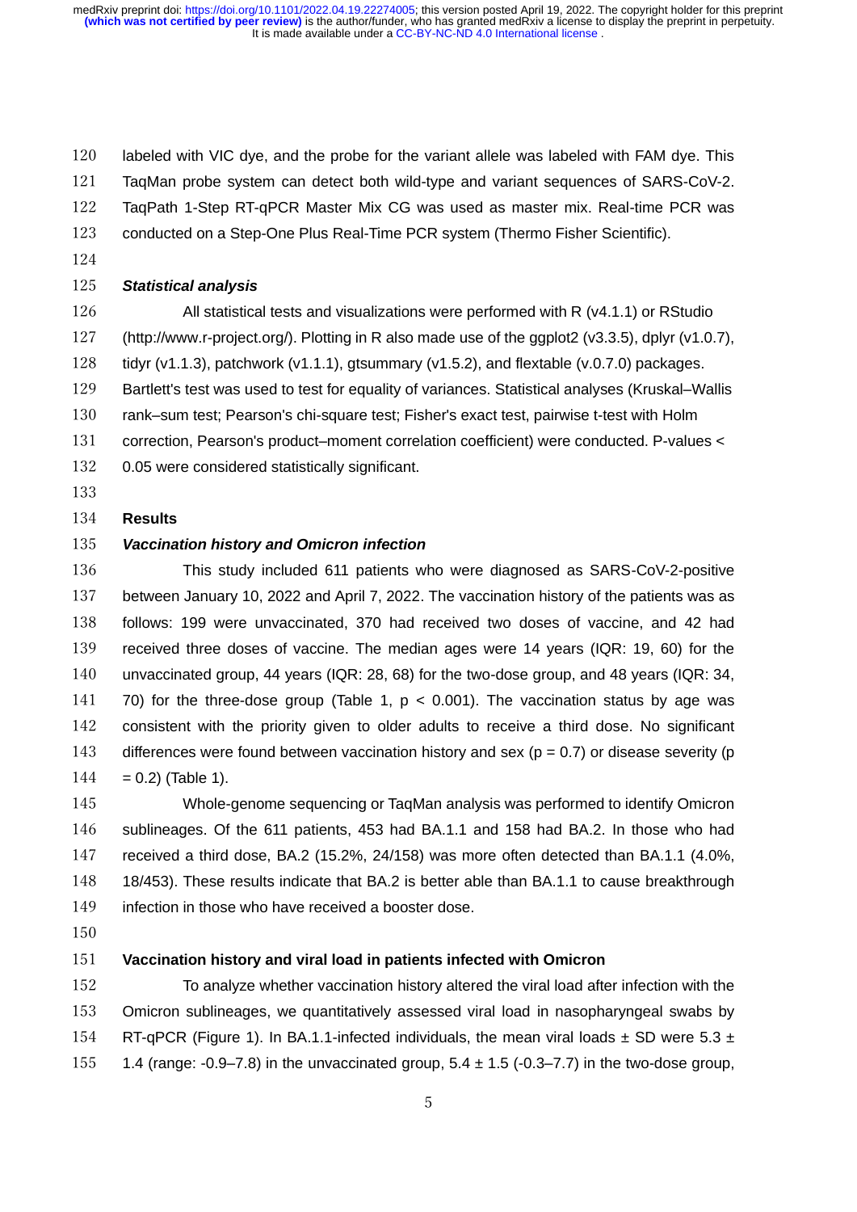labeled with VIC dye, and the probe for the variant allele was labeled with FAM dye. This TaqMan probe system can detect both wild-type and variant sequences of SARS-CoV-2. TaqPath 1-Step RT-qPCR Master Mix CG was used as master mix. Real-time PCR was conducted on a Step-One Plus Real-Time PCR system (Thermo Fisher Scientific).

### *Statistical analysis*

All statistical tests and visualizations were performed with R (v4.1.1) or RStudio (http://www.r-project.org/). Plotting in R also made use of the ggplot2 (v3.3.5), dplyr (v1.0.7), tidyr (v1.1.3), patchwork (v1.1.1), gtsummary (v1.5.2), and flextable (v.0.7.0) packages. Bartlett's test was used to test for equality of variances. Statistical analyses (Kruskal–Wallis rank–sum test; Pearson's chi-square test; Fisher's exact test, pairwise t-test with Holm correction, Pearson's product–moment correlation coefficient) were conducted. P-values < 0.05 were considered statistically significant.

## Results

### *Vaccination history and Omicron infection*

This study included 611 patients who were diagnosed as SARS-CoV-2-positive between January 10, 2022 and April 7, 2022. The vaccination history of the patients was as follows: 199 were unvaccinated, 370 had received two doses of vaccine, and 42 had received three doses of vaccine. The median ages were 14 years (IQR: 19, 60) for the unvaccinated group, 44 years (IQR: 28, 68) for the two-dose group, and 48 years (IQR: 34, 70) for the three-dose group (Table 1, $p < 0.001$). The vaccination status by age was consistent with the priority given to older adults to receive a third dose. No significant differences were found between vaccination history and sex ($p = 0.7$) or disease severity ($p = 0.2$) (Table 1).

Whole-genome sequencing or TaqMan analysis was performed to identify Omicron sublineages. Of the 611 patients, 453 had BA.1.1 and 158 had BA.2. In those who had received a third dose, BA.2 (15.2%, 24/158) was more often detected than BA.1.1 (4.0%, 18/453). These results indicate that BA.2 is better able than BA.1.1 to cause breakthrough infection in those who have received a booster dose.

### Vaccination history and viral load in patients infected with Omicron

To analyze whether vaccination history altered the viral load after infection with the Omicron sublineages, we quantitatively assessed viral load in nasopharyngeal swabs by RT-qPCR (Figure 1). In BA.1.1-infected individuals, the mean viral loads ± SD were 5.3 ± 1.4 (range: -0.9–7.8) in the unvaccinated group, 5.4 ± 1.5 (-0.3–7.7) in the two-dose group,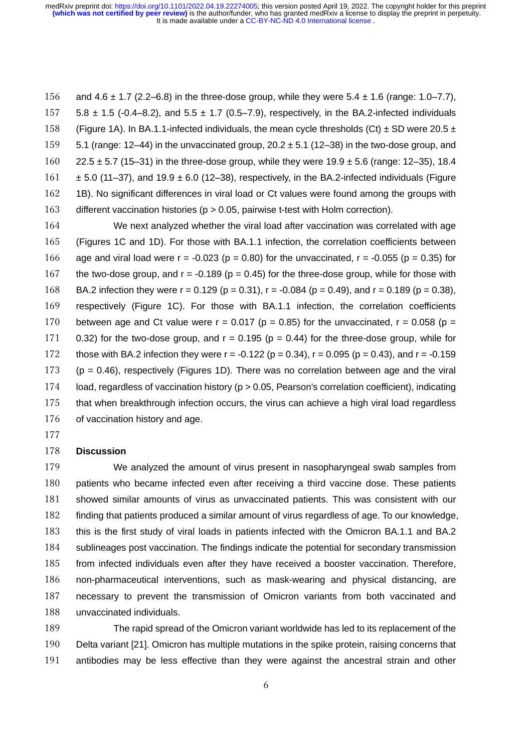and 4.6 ± 1.7 (2.2–6.8) in the three-dose group, while they were 5.4 ± 1.6 (range: 1.0–7.7), 5.8 ± 1.5 (-0.4–8.2), and 5.5 ± 1.7 (0.5–7.9), respectively, in the BA.2-infected individuals (Figure 1A). In BA.1.1-infected individuals, the mean cycle thresholds (Ct) ± SD were 20.5 ± 5.1 (range: 12–44) in the unvaccinated group, 20.2 ± 5.1 (12–38) in the two-dose group, and 22.5 ± 5.7 (15–31) in the three-dose group, while they were 19.9 ± 5.6 (range: 12–35), 18.4 ± 5.0 (11–37), and 19.9 ± 6.0 (12–38), respectively, in the BA.2-infected individuals (Figure 1B). No significant differences in viral load or Ct values were found among the groups with different vaccination histories ($p > 0.05$, pairwise t-test with Holm correction).

We next analyzed whether the viral load after vaccination was correlated with age (Figures 1C and 1D). For those with BA.1.1 infection, the correlation coefficients between age and viral load were $r = -0.023$ ($p = 0.80$) for the unvaccinated, $r = -0.055$ ($p = 0.35$) for the two-dose group, and $r = -0.189$ ($p = 0.45$) for the three-dose group, while for those with BA.2 infection they were $r = 0.129$ ($p = 0.31$), $r = -0.084$ ($p = 0.49$), and $r = 0.189$ ($p = 0.38$), respectively (Figure 1C). For those with BA.1.1 infection, the correlation coefficients between age and Ct value were $r = 0.017$ ($p = 0.85$) for the unvaccinated, $r = 0.058$ ($p = 0.32$) for the two-dose group, and $r = 0.195$ ($p = 0.44$) for the three-dose group, while for those with BA.2 infection they were $r = -0.122$ ($p = 0.34$), $r = 0.095$ ($p = 0.43$), and $r = -0.159$ ($p = 0.46$), respectively (Figures 1D). There was no correlation between age and the viral load, regardless of vaccination history ($p > 0.05$, Pearson's correlation coefficient), indicating that when breakthrough infection occurs, the virus can achieve a high viral load regardless of vaccination history and age.

## Discussion

We analyzed the amount of virus present in nasopharyngeal swab samples from patients who became infected even after receiving a third vaccine dose. These patients showed similar amounts of virus as unvaccinated patients. This was consistent with our finding that patients produced a similar amount of virus regardless of age. To our knowledge, this is the first study of viral loads in patients infected with the Omicron BA.1.1 and BA.2 sublineages post vaccination. The findings indicate the potential for secondary transmission from infected individuals even after they have received a booster vaccination. Therefore, non-pharmaceutical interventions, such as mask-wearing and physical distancing, are necessary to prevent the transmission of Omicron variants from both vaccinated and unvaccinated individuals.

The rapid spread of the Omicron variant worldwide has led to its replacement of the Delta variant [21]. Omicron has multiple mutations in the spike protein, raising concerns that antibodies may be less effective than they were against the ancestral strain and other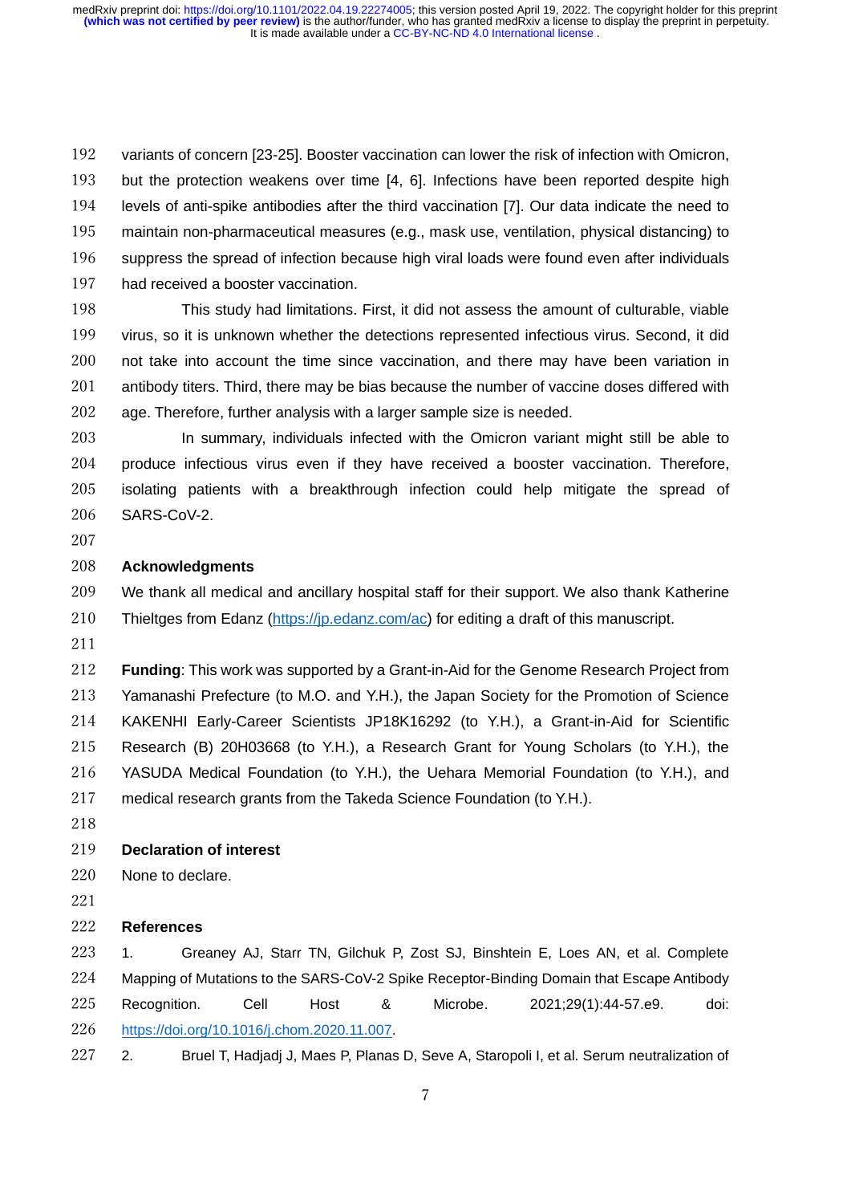variants of concern [23-25]. Booster vaccination can lower the risk of infection with Omicron, but the protection weakens over time [4, 6]. Infections have been reported despite high levels of anti-spike antibodies after the third vaccination [7]. Our data indicate the need to maintain non-pharmaceutical measures (e.g., mask use, ventilation, physical distancing) to suppress the spread of infection because high viral loads were found even after individuals had received a booster vaccination.

This study had limitations. First, it did not assess the amount of culturable, viable virus, so it is unknown whether the detections represented infectious virus. Second, it did not take into account the time since vaccination, and there may have been variation in antibody titers. Third, there may be bias because the number of vaccine doses differed with age. Therefore, further analysis with a larger sample size is needed.

In summary, individuals infected with the Omicron variant might still be able to produce infectious virus even if they have received a booster vaccination. Therefore, isolating patients with a breakthrough infection could help mitigate the spread of SARS-CoV-2.

## Acknowledgments

We thank all medical and ancillary hospital staff for their support. We also thank Katherine Thieltges from Edanz (https://jp.edanz.com/ac) for editing a draft of this manuscript.

**Funding**: This work was supported by a Grant-in-Aid for the Genome Research Project from Yamanashi Prefecture (to M.O. and Y.H.), the Japan Society for the Promotion of Science KAKENHI Early-Career Scientists JP18K16292 (to Y.H.), a Grant-in-Aid for Scientific Research (B) 20H03668 (to Y.H.), a Research Grant for Young Scholars (to Y.H.), the YASUDA Medical Foundation (to Y.H.), the Uehara Memorial Foundation (to Y.H.), and medical research grants from the Takeda Science Foundation (to Y.H.).

## Declaration of interest

None to declare.

## References

1. Greaney AJ, Starr TN, Gilchuk P, Zost SJ, Binshtein E, Loes AN, et al. Complete Mapping of Mutations to the SARS-CoV-2 Spike Receptor-Binding Domain that Escape Antibody Recognition. Cell Host & Microbe. 2021;29(1):44-57.e9. doi: https://doi.org/10.1016/j.chom.2020.11.007.
2. Bruel T, Hadjadj J, Maes P, Planas D, Seve A, Staropoli I, et al. Serum neutralization of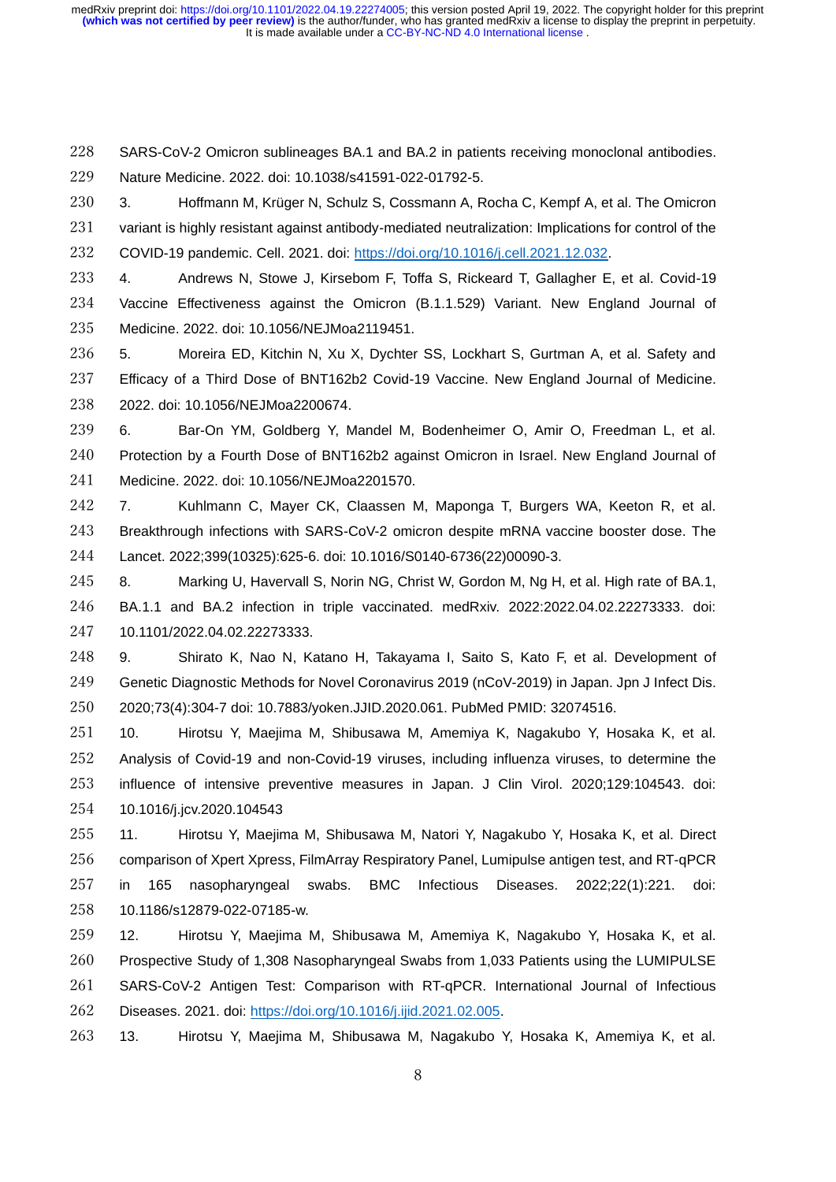SARS-CoV-2 Omicron sublineages BA.1 and BA.2 in patients receiving monoclonal antibodies. Nature Medicine. 2022. doi: 10.1038/s41591-022-01792-5.

3. Hoffmann M, Krüger N, Schulz S, Cossmann A, Rocha C, Kempf A, et al. The Omicron variant is highly resistant against antibody-mediated neutralization: Implications for control of the COVID-19 pandemic. Cell. 2021. doi: https://doi.org/10.1016/j.cell.2021.12.032.

4. Andrews N, Stowe J, Kirsebom F, Toffa S, Rickeard T, Gallagher E, et al. Covid-19 Vaccine Effectiveness against the Omicron (B.1.1.529) Variant. New England Journal of Medicine. 2022. doi: 10.1056/NEJMoa2119451.

5. Moreira ED, Kitchin N, Xu X, Dychter SS, Lockhart S, Gurtman A, et al. Safety and Efficacy of a Third Dose of BNT162b2 Covid-19 Vaccine. New England Journal of Medicine. 2022. doi: 10.1056/NEJMoa2200674.

6. Bar-On YM, Goldberg Y, Mandel M, Bodenheimer O, Amir O, Freedman L, et al. Protection by a Fourth Dose of BNT162b2 against Omicron in Israel. New England Journal of Medicine. 2022. doi: 10.1056/NEJMoa2201570.

7. Kuhlmann C, Mayer CK, Claassen M, Maponga T, Burgers WA, Keeton R, et al. Breakthrough infections with SARS-CoV-2 omicron despite mRNA vaccine booster dose. The Lancet. 2022;399(10325):625-6. doi: 10.1016/S0140-6736(22)00090-3.

8. Marking U, Havervall S, Norin NG, Christ W, Gordon M, Ng H, et al. High rate of BA.1, BA.1.1 and BA.2 infection in triple vaccinated. medRxiv. 2022:2022.04.02.22273333. doi: 10.1101/2022.04.02.22273333.

9. Shirato K, Nao N, Katano H, Takayama I, Saito S, Kato F, et al. Development of Genetic Diagnostic Methods for Novel Coronavirus 2019 (nCoV-2019) in Japan. Jpn J Infect Dis. 2020;73(4):304-7 doi: 10.7883/yoken.JJID.2020.061. PubMed PMID: 32074516.

10. Hirotsu Y, Maejima M, Shibusawa M, Amemiya K, Nagakubo Y, Hosaka K, et al. Analysis of Covid-19 and non-Covid-19 viruses, including influenza viruses, to determine the influence of intensive preventive measures in Japan. J Clin Virol. 2020;129:104543. doi: 10.1016/j.jcv.2020.104543

11. Hirotsu Y, Maejima M, Shibusawa M, Natori Y, Nagakubo Y, Hosaka K, et al. Direct comparison of Xpert Xpress, FilmArray Respiratory Panel, Lumipulse antigen test, and RT-qPCR in 165 nasopharyngeal swabs. BMC Infectious Diseases. 2022;22(1):221. doi: 10.1186/s12879-022-07185-w.

12. Hirotsu Y, Maejima M, Shibusawa M, Amemiya K, Nagakubo Y, Hosaka K, et al. Prospective Study of 1,308 Nasopharyngeal Swabs from 1,033 Patients using the LUMIPULSE SARS-CoV-2 Antigen Test: Comparison with RT-qPCR. International Journal of Infectious Diseases. 2021. doi: https://doi.org/10.1016/j.ijid.2021.02.005.

13. Hirotsu Y, Maejima M, Shibusawa M, Nagakubo Y, Hosaka K, Amemiya K, et al.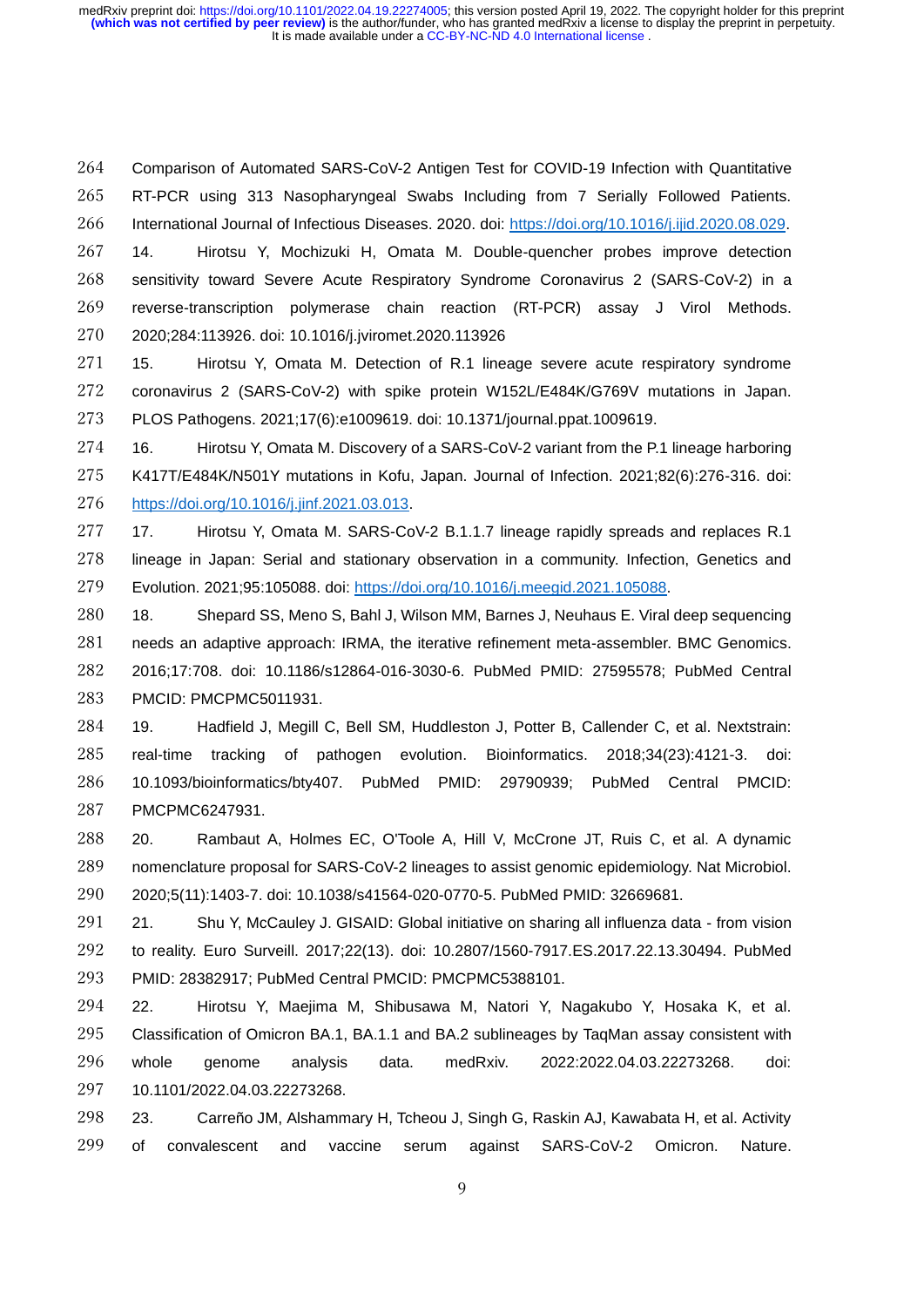Comparison of Automated SARS-CoV-2 Antigen Test for COVID-19 Infection with Quantitative RT-PCR using 313 Nasopharyngeal Swabs Including from 7 Serially Followed Patients. International Journal of Infectious Diseases. 2020. doi: https://doi.org/10.1016/j.ijid.2020.08.029.

14. Hirotsu Y, Mochizuki H, Omata M. Double-quencher probes improve detection sensitivity toward Severe Acute Respiratory Syndrome Coronavirus 2 (SARS-CoV-2) in a reverse-transcription polymerase chain reaction (RT-PCR) assay J Virol Methods. 2020;284:113926. doi: 10.1016/j.jviromet.2020.113926

15. Hirotsu Y, Omata M. Detection of R.1 lineage severe acute respiratory syndrome coronavirus 2 (SARS-CoV-2) with spike protein W152L/E484K/G769V mutations in Japan. PLOS Pathogens. 2021;17(6):e1009619. doi: 10.1371/journal.ppat.1009619.

16. Hirotsu Y, Omata M. Discovery of a SARS-CoV-2 variant from the P.1 lineage harboring K417T/E484K/N501Y mutations in Kofu, Japan. Journal of Infection. 2021;82(6):276-316. doi: https://doi.org/10.1016/j.jinf.2021.03.013.

17. Hirotsu Y, Omata M. SARS-CoV-2 B.1.1.7 lineage rapidly spreads and replaces R.1 lineage in Japan: Serial and stationary observation in a community. Infection, Genetics and Evolution. 2021;95:105088. doi: https://doi.org/10.1016/j.meegid.2021.105088.

18. Shepard SS, Meno S, Bahl J, Wilson MM, Barnes J, Neuhaus E. Viral deep sequencing needs an adaptive approach: IRMA, the iterative refinement meta-assembler. BMC Genomics. 2016;17:708. doi: 10.1186/s12864-016-3030-6. PubMed PMID: 27595578; PubMed Central PMCID: PMCPMC5011931.

19. Hadfield J, Megill C, Bell SM, Huddleston J, Potter B, Callender C, et al. Nextstrain: real-time tracking of pathogen evolution. Bioinformatics. 2018;34(23):4121-3. doi: 10.1093/bioinformatics/bty407. PubMed PMID: 29790939; PubMed Central PMCID: PMCPMC6247931.

20. Rambaut A, Holmes EC, O'Toole A, Hill V, McCrone JT, Ruis C, et al. A dynamic nomenclature proposal for SARS-CoV-2 lineages to assist genomic epidemiology. Nat Microbiol. 2020;5(11):1403-7. doi: 10.1038/s41564-020-0770-5. PubMed PMID: 32669681.

21. Shu Y, McCauley J. GISAID: Global initiative on sharing all influenza data - from vision to reality. Euro Surveill. 2017;22(13). doi: 10.2807/1560-7917.ES.2017.22.13.30494. PubMed PMID: 28382917; PubMed Central PMCID: PMCPMC5388101.

22. Hirotsu Y, Maejima M, Shibusawa M, Natori Y, Nagakubo Y, Hosaka K, et al. Classification of Omicron BA.1, BA.1.1 and BA.2 sublineages by TaqMan assay consistent with whole genome analysis data. medRxiv. 2022:2022.04.03.22273268. doi: 10.1101/2022.04.03.22273268.

23. Carreño JM, Alshammary H, Tcheou J, Singh G, Raskin AJ, Kawabata H, et al. Activity of convalescent and vaccine serum against SARS-CoV-2 Omicron. Nature.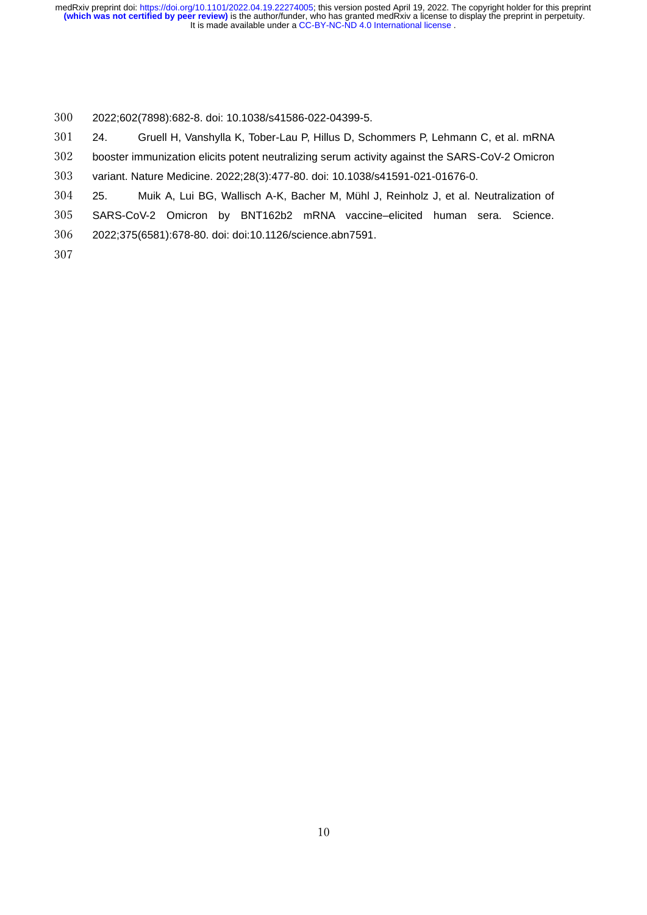2022;602(7898):682-8. doi: 10.1038/s41586-022-04399-5.

24. Gruell H, Vanshylla K, Tober-Lau P, Hillus D, Schommers P, Lehmann C, et al. mRNA booster immunization elicits potent neutralizing serum activity against the SARS-CoV-2 Omicron variant. Nature Medicine. 2022;28(3):477-80. doi: 10.1038/s41591-021-01676-0.

25. Muik A, Lui BG, Wallisch A-K, Bacher M, Mühl J, Reinholz J, et al. Neutralization of SARS-CoV-2 Omicron by BNT162b2 mRNA vaccine–elicited human sera. Science. 2022;375(6581):678-80. doi: doi:10.1126/science.abn7591.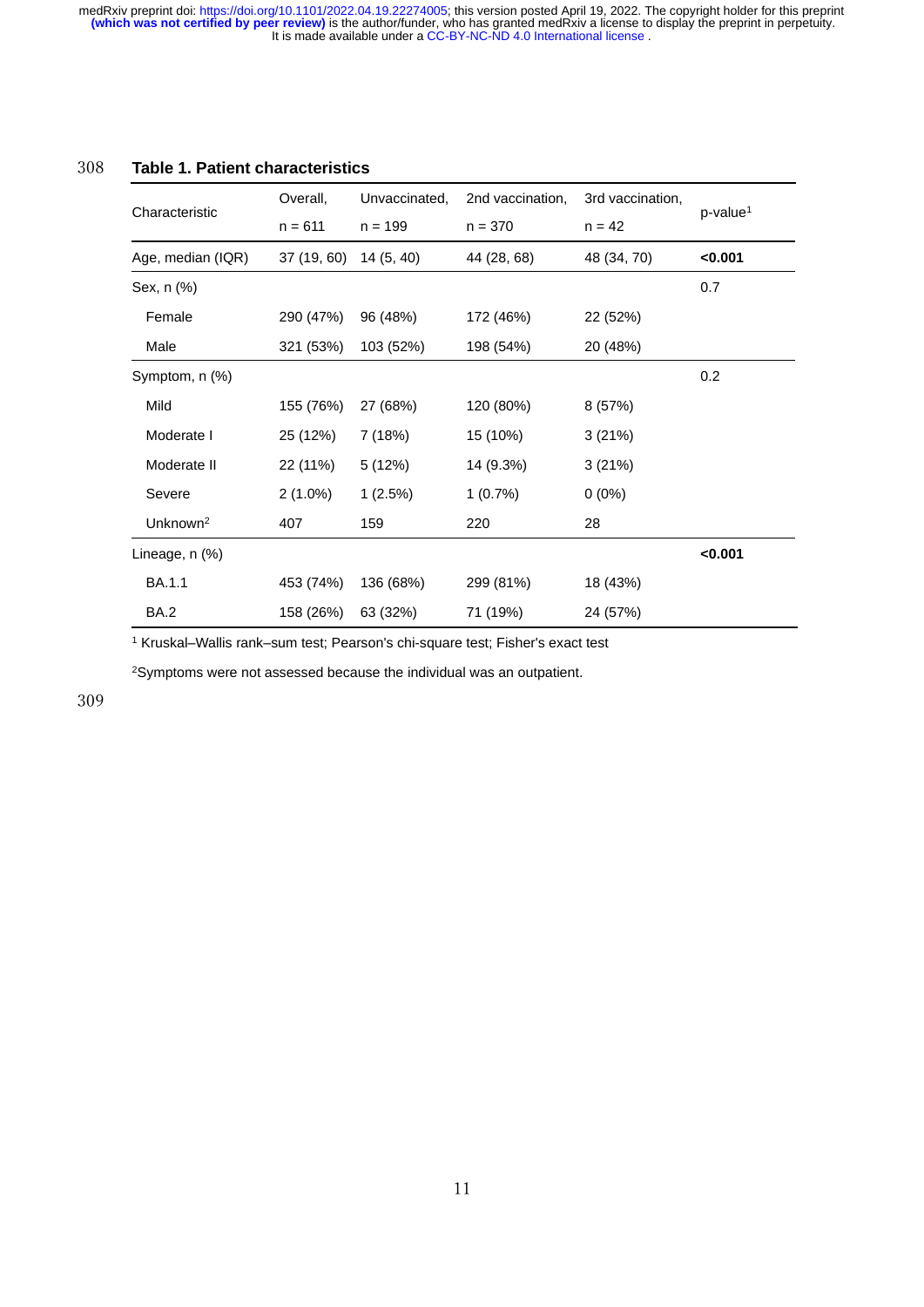**Table 1. Patient characteristics**

| Characteristic | Overall, n = 611 | Unvaccinated, n = 199 | 2nd vaccination, n = 370 | 3rd vaccination, n = 42 | p-value[1] |
|---|---|---|---|---|---|
| Age, median (IQR) | 37 (19, 60) | 14 (5, 40) | 44 (28, 68) | 48 (34, 70) | **<0.001** |
| Sex, n (%) | | | | | 0.7 |
| Female | 290 (47%) | 96 (48%) | 172 (46%) | 22 (52%) | |
| Male | 321 (53%) | 103 (52%) | 198 (54%) | 20 (48%) | |
| Symptom, n (%) | | | | | 0.2 |
| Mild | 155 (76%) | 27 (68%) | 120 (80%) | 8 (57%) | |
| Moderate I | 25 (12%) | 7 (18%) | 15 (10%) | 3 (21%) | |
| Moderate II | 22 (11%) | 5 (12%) | 14 (9.3%) | 3 (21%) | |
| Severe | 2 (1.0%) | 1 (2.5%) | 1 (0.7%) | 0 (0%) | |
| Unknown[2] | 407 | 159 | 220 | 28 | |
| Lineage, n (%) | | | | | **<0.001** |
| BA.1.1 | 453 (74%) | 136 (68%) | 299 (81%) | 18 (43%) | |
| BA.2 | 158 (26%) | 63 (32%) | 71 (19%) | 24 (57%) | |

[1] Kruskal–Wallis rank–sum test; Pearson's chi-square test; Fisher's exact test

[2]Symptoms were not assessed because the individual was an outpatient.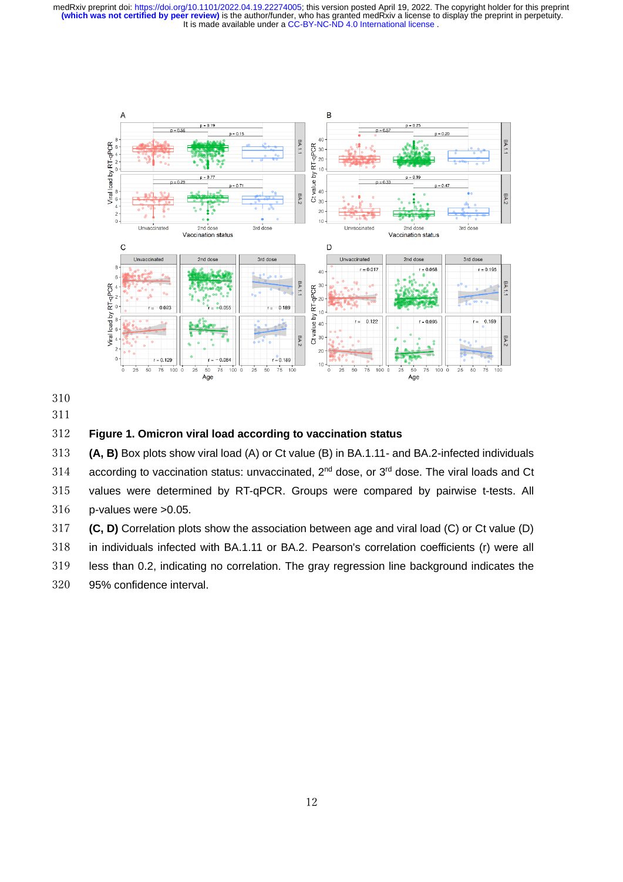A

p = 0.19
p = 0.56
p = 0.15
BA.1.1
p = 0.77
p = 0.29
p = 0.71
BA.2
Viral load by RT-qPCR
Unvaccinated
2nd dose
3rd dose
Vaccination status

B

p = 0.25
p = 0.57
p = 0.20
BA.1.1
p = 0.99
p = 0.33
p = 0.47
BA.2
Ct value by RT-qPCR
Unvaccinated
2nd dose
3rd dose
Vaccination status

C

Unvaccinated
2nd dose
3rd dose
r = 0.023
r = 0.055
r = 0.189
BA.1.1
r = 0.129
r = −0.084
r = 0.189
BA.2
Viral load by RT-qPCR
Age

D

Unvaccinated
2nd dose
3rd dose
r = 0.017
r = 0.058
r = 0.195
BA.1.1
r = 0.122
r = 0.095
r = 0.159
BA.2
Ct value by RT-qPCR
Age

**Figure 1. Omicron viral load according to vaccination status**

**(A, B)** Box plots show viral load (A) or Ct value (B) in BA.1.11- and BA.2-infected individuals according to vaccination status: unvaccinated, 2$^{nd}$ dose, or 3$^{rd}$ dose. The viral loads and Ct values were determined by RT-qPCR. Groups were compared by pairwise t-tests. All p-values were >0.05.

**(C, D)** Correlation plots show the association between age and viral load (C) or Ct value (D) in individuals infected with BA.1.11 or BA.2. Pearson's correlation coefficients (r) were all less than 0.2, indicating no correlation. The gray regression line background indicates the 95% confidence interval.